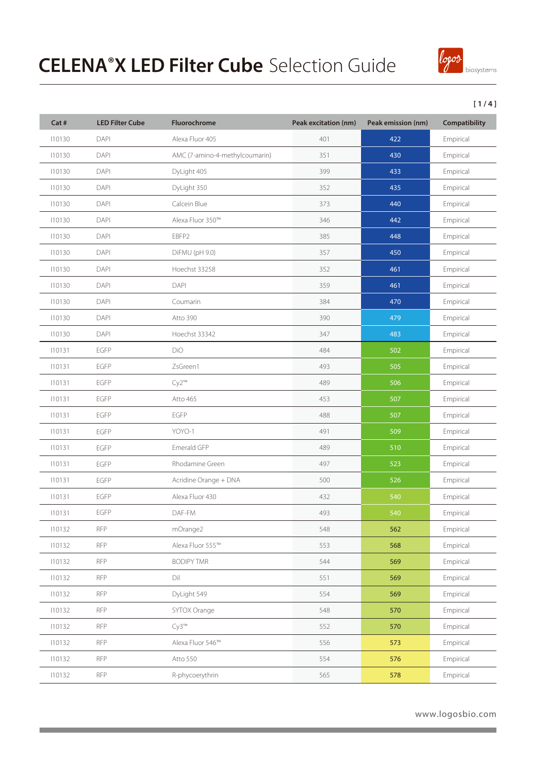# CELENA®X LED Filter Cube Selection Guide

[ 1 / 4 ]

| Cat # | LED Filter Cube | Fluorochrome | Peak excitation (nm) | Peak emission (nm) | Compatibility |
|---|---|---|---|---|---|
| I10130 | DAPI | Alexa Fluor 405 | 401 | 422 | Empirical |
| I10130 | DAPI | AMC (7-amino-4-methylcoumarin) | 351 | 430 | Empirical |
| I10130 | DAPI | DyLight 405 | 399 | 433 | Empirical |
| I10130 | DAPI | DyLight 350 | 352 | 435 | Empirical |
| I10130 | DAPI | Calcein Blue | 373 | 440 | Empirical |
| I10130 | DAPI | Alexa Fluor 350™ | 346 | 442 | Empirical |
| I10130 | DAPI | EBFP2 | 385 | 448 | Empirical |
| I10130 | DAPI | DiFMU (pH 9.0) | 357 | 450 | Empirical |
| I10130 | DAPI | Hoechst 33258 | 352 | 461 | Empirical |
| I10130 | DAPI | DAPI | 359 | 461 | Empirical |
| I10130 | DAPI | Coumarin | 384 | 470 | Empirical |
| I10130 | DAPI | Atto 390 | 390 | 479 | Empirical |
| I10130 | DAPI | Hoechst 33342 | 347 | 483 | Empirical |
| I10131 | EGFP | DiO | 484 | 502 | Empirical |
| I10131 | EGFP | ZsGreen1 | 493 | 505 | Empirical |
| I10131 | EGFP | Cy2™ | 489 | 506 | Empirical |
| I10131 | EGFP | Atto 465 | 453 | 507 | Empirical |
| I10131 | EGFP | EGFP | 488 | 507 | Empirical |
| I10131 | EGFP | YOYO-1 | 491 | 509 | Empirical |
| I10131 | EGFP | Emerald GFP | 489 | 510 | Empirical |
| I10131 | EGFP | Rhodamine Green | 497 | 523 | Empirical |
| I10131 | EGFP | Acridine Orange + DNA | 500 | 526 | Empirical |
| I10131 | EGFP | Alexa Fluor 430 | 432 | 540 | Empirical |
| I10131 | EGFP | DAF-FM | 493 | 540 | Empirical |
| I10132 | RFP | mOrange2 | 548 | 562 | Empirical |
| I10132 | RFP | Alexa Fluor 555™ | 553 | 568 | Empirical |
| I10132 | RFP | BODIPY TMR | 544 | 569 | Empirical |
| I10132 | RFP | DiI | 551 | 569 | Empirical |
| I10132 | RFP | DyLight 549 | 554 | 569 | Empirical |
| I10132 | RFP | SYTOX Orange | 548 | 570 | Empirical |
| I10132 | RFP | Cy3™ | 552 | 570 | Empirical |
| I10132 | RFP | Alexa Fluor 546™ | 556 | 573 | Empirical |
| I10132 | RFP | Atto 550 | 554 | 576 | Empirical |
| I10132 | RFP | R-phycoerythrin | 565 | 578 | Empirical |

www.logosbio.com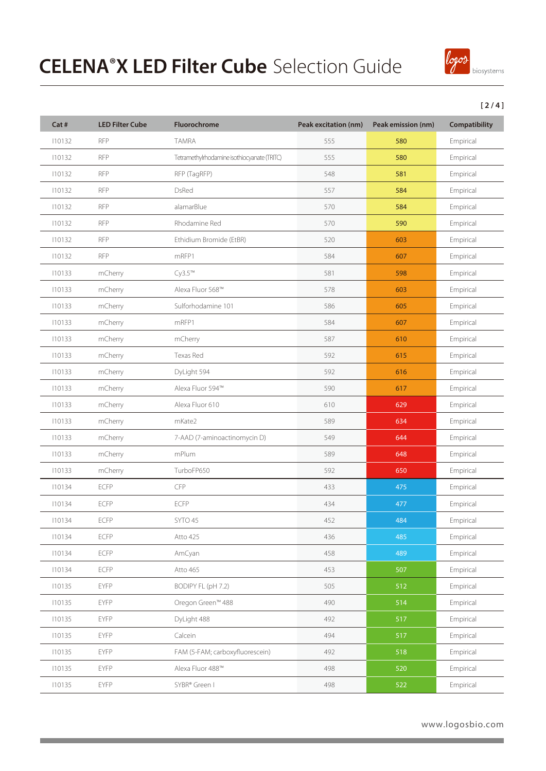# CELENA®X LED Filter Cube Selection Guide

| Cat # | LED Filter Cube | Fluorochrome | Peak excitation (nm) | Peak emission (nm) | Compatibility |
|---|---|---|---|---|---|
| I10132 | RFP | TAMRA | 555 | 580 | Empirical |
| I10132 | RFP | Tetramethylrhodamine isothiocyanate (TRITC) | 555 | 580 | Empirical |
| I10132 | RFP | RFP (TagRFP) | 548 | 581 | Empirical |
| I10132 | RFP | DsRed | 557 | 584 | Empirical |
| I10132 | RFP | alamarBlue | 570 | 584 | Empirical |
| I10132 | RFP | Rhodamine Red | 570 | 590 | Empirical |
| I10132 | RFP | Ethidium Bromide (EtBR) | 520 | 603 | Empirical |
| I10132 | RFP | mRFP1 | 584 | 607 | Empirical |
| I10133 | mCherry | Cy3.5™ | 581 | 598 | Empirical |
| I10133 | mCherry | Alexa Fluor 568™ | 578 | 603 | Empirical |
| I10133 | mCherry | Sulforhodamine 101 | 586 | 605 | Empirical |
| I10133 | mCherry | mRFP1 | 584 | 607 | Empirical |
| I10133 | mCherry | mCherry | 587 | 610 | Empirical |
| I10133 | mCherry | Texas Red | 592 | 615 | Empirical |
| I10133 | mCherry | DyLight 594 | 592 | 616 | Empirical |
| I10133 | mCherry | Alexa Fluor 594™ | 590 | 617 | Empirical |
| I10133 | mCherry | Alexa Fluor 610 | 610 | 629 | Empirical |
| I10133 | mCherry | mKate2 | 589 | 634 | Empirical |
| I10133 | mCherry | 7-AAD (7-aminoactinomycin D) | 549 | 644 | Empirical |
| I10133 | mCherry | mPlum | 589 | 648 | Empirical |
| I10133 | mCherry | TurboFP650 | 592 | 650 | Empirical |
| I10134 | ECFP | CFP | 433 | 475 | Empirical |
| I10134 | ECFP | ECFP | 434 | 477 | Empirical |
| I10134 | ECFP | SYTO 45 | 452 | 484 | Empirical |
| I10134 | ECFP | Atto 425 | 436 | 485 | Empirical |
| I10134 | ECFP | AmCyan | 458 | 489 | Empirical |
| I10134 | ECFP | Atto 465 | 453 | 507 | Empirical |
| I10135 | EYFP | BODIPY FL (pH 7.2) | 505 | 512 | Empirical |
| I10135 | EYFP | Oregon Green™ 488 | 490 | 514 | Empirical |
| I10135 | EYFP | DyLight 488 | 492 | 517 | Empirical |
| I10135 | EYFP | Calcein | 494 | 517 | Empirical |
| I10135 | EYFP | FAM (5-FAM; carboxyfluorescein) | 492 | 518 | Empirical |
| I10135 | EYFP | Alexa Fluor 488™ | 498 | 520 | Empirical |
| I10135 | EYFP | SYBR® Green I | 498 | 522 | Empirical |

www.logosbio.com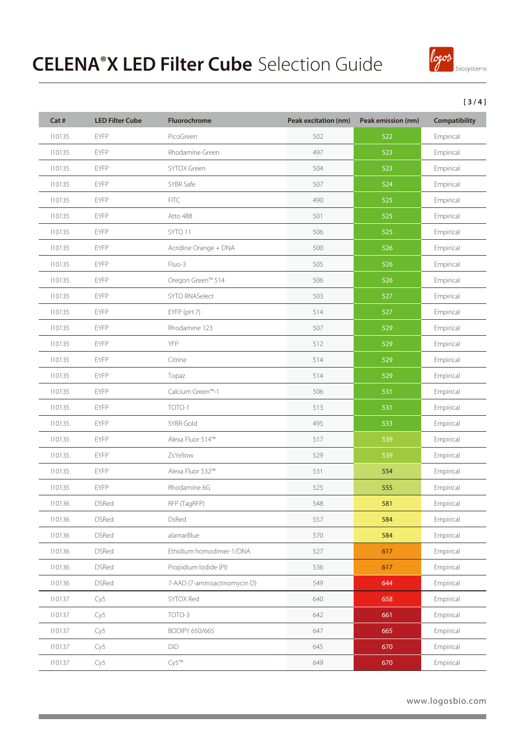# **CELENA®X LED Filter Cube** Selection Guide

| Cat # | LED Filter Cube | Fluorochrome | Peak excitation (nm) | Peak emission (nm) | Compatibility |
|---|---|---|---|---|---|
| I10135 | EYFP | PicoGreen | 502 | 522 | Empirical |
| I10135 | EYFP | Rhodamine Green | 497 | 523 | Empirical |
| I10135 | EYFP | SYTOX Green | 504 | 523 | Empirical |
| I10135 | EYFP | SYBR Safe | 507 | 524 | Empirical |
| I10135 | EYFP | FITC | 490 | 525 | Empirical |
| I10135 | EYFP | Atto 488 | 501 | 525 | Empirical |
| I10135 | EYFP | SYTO 11 | 506 | 525 | Empirical |
| I10135 | EYFP | Acridine Orange + DNA | 500 | 526 | Empirical |
| I10135 | EYFP | Fluo-3 | 505 | 526 | Empirical |
| I10135 | EYFP | Oregon Green™ 514 | 506 | 526 | Empirical |
| I10135 | EYFP | SYTO RNASelect | 503 | 527 | Empirical |
| I10135 | EYFP | EYFP (pH 7) | 514 | 527 | Empirical |
| I10135 | EYFP | Rhodamine 123 | 507 | 529 | Empirical |
| I10135 | EYFP | YFP | 512 | 529 | Empirical |
| I10135 | EYFP | Citrine | 514 | 529 | Empirical |
| I10135 | EYFP | Topaz | 514 | 529 | Empirical |
| I10135 | EYFP | Calcium Green™-1 | 506 | 531 | Empirical |
| I10135 | EYFP | TOTO-1 | 513 | 531 | Empirical |
| I10135 | EYFP | SYBR Gold | 495 | 533 | Empirical |
| I10135 | EYFP | Alexa Fluor 514™ | 517 | 539 | Empirical |
| I10135 | EYFP | ZsYellow | 529 | 539 | Empirical |
| I10135 | EYFP | Alexa Fluor 532™ | 531 | 554 | Empirical |
| I10135 | EYFP | Rhodamine 6G | 525 | 555 | Empirical |
| I10136 | DSRed | RFP (TagRFP) | 548 | 581 | Empirical |
| I10136 | DSRed | DsRed | 557 | 584 | Empirical |
| I10136 | DSRed | alamarBlue | 570 | 584 | Empirical |
| I10136 | DSRed | Ethidium homodimer-1/DNA | 527 | 617 | Empirical |
| I10136 | DSRed | Propidium Iodide (PI) | 536 | 617 | Empirical |
| I10136 | DSRed | 7-AAD (7-aminoactinomycin D) | 549 | 644 | Empirical |
| I10137 | Cy5 | SYTOX Red | 640 | 658 | Empirical |
| I10137 | Cy5 | TOTO-3 | 642 | 661 | Empirical |
| I10137 | Cy5 | BODIPY 650/665 | 647 | 665 | Empirical |
| I10137 | Cy5 | DiD | 645 | 670 | Empirical |
| I10137 | Cy5 | Cy5™ | 649 | 670 | Empirical |

www.logosbio.com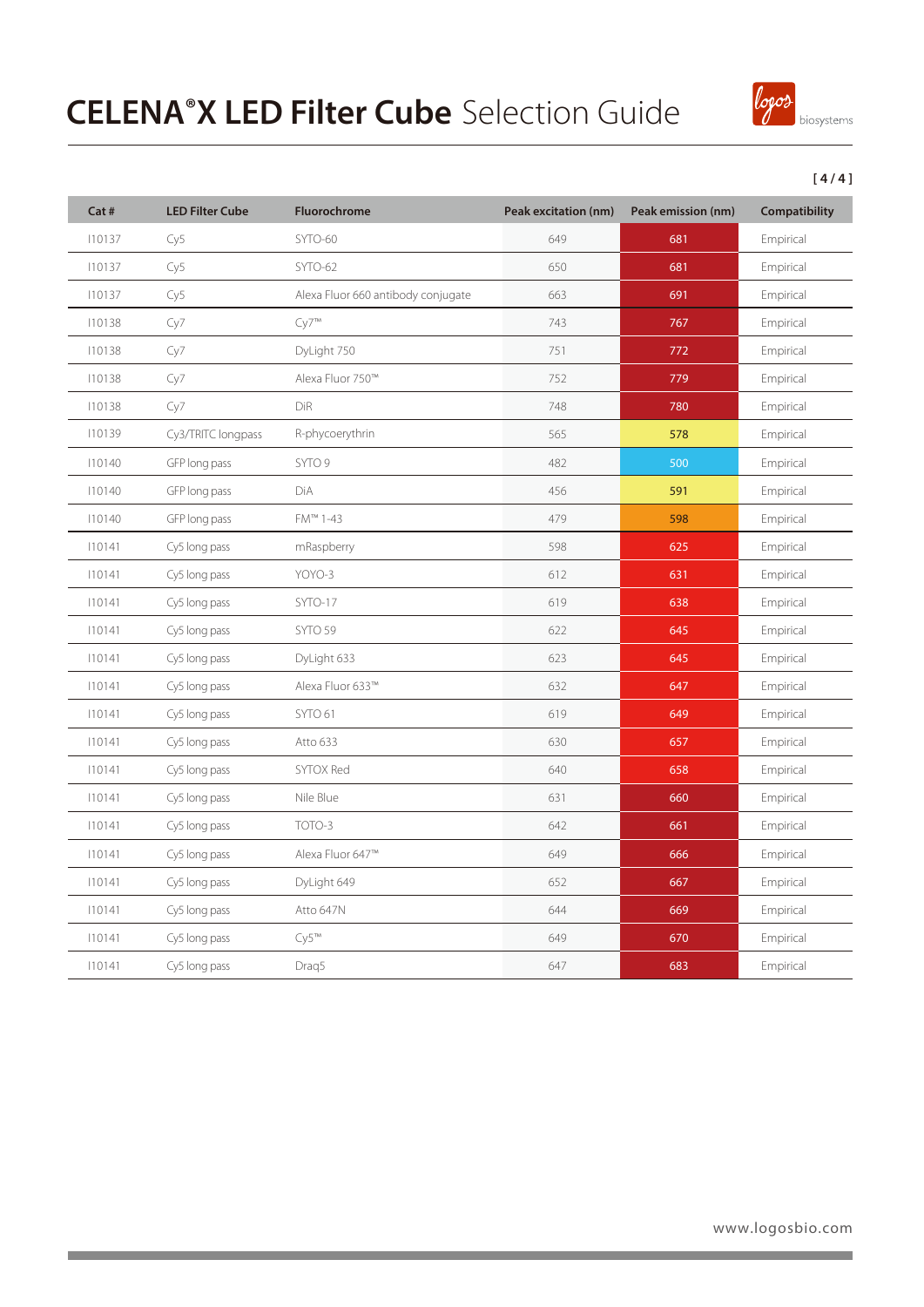# CELENA®X LED Filter Cube Selection Guide

| Cat # | LED Filter Cube | Fluorochrome | Peak excitation (nm) | Peak emission (nm) | Compatibility |
|---|---|---|---|---|---|
| I10137 | Cy5 | SYTO-60 | 649 | 681 | Empirical |
| I10137 | Cy5 | SYTO-62 | 650 | 681 | Empirical |
| I10137 | Cy5 | Alexa Fluor 660 antibody conjugate | 663 | 691 | Empirical |
| I10138 | Cy7 | Cy7™ | 743 | 767 | Empirical |
| I10138 | Cy7 | DyLight 750 | 751 | 772 | Empirical |
| I10138 | Cy7 | Alexa Fluor 750™ | 752 | 779 | Empirical |
| I10138 | Cy7 | DiR | 748 | 780 | Empirical |
| I10139 | Cy3/TRITC longpass | R-phycoerythrin | 565 | 578 | Empirical |
| I10140 | GFP long pass | SYTO 9 | 482 | 500 | Empirical |
| I10140 | GFP long pass | DiA | 456 | 591 | Empirical |
| I10140 | GFP long pass | FM™ 1-43 | 479 | 598 | Empirical |
| I10141 | Cy5 long pass | mRaspberry | 598 | 625 | Empirical |
| I10141 | Cy5 long pass | YOYO-3 | 612 | 631 | Empirical |
| I10141 | Cy5 long pass | SYTO-17 | 619 | 638 | Empirical |
| I10141 | Cy5 long pass | SYTO 59 | 622 | 645 | Empirical |
| I10141 | Cy5 long pass | DyLight 633 | 623 | 645 | Empirical |
| I10141 | Cy5 long pass | Alexa Fluor 633™ | 632 | 647 | Empirical |
| I10141 | Cy5 long pass | SYTO 61 | 619 | 649 | Empirical |
| I10141 | Cy5 long pass | Atto 633 | 630 | 657 | Empirical |
| I10141 | Cy5 long pass | SYTOX Red | 640 | 658 | Empirical |
| I10141 | Cy5 long pass | Nile Blue | 631 | 660 | Empirical |
| I10141 | Cy5 long pass | TOTO-3 | 642 | 661 | Empirical |
| I10141 | Cy5 long pass | Alexa Fluor 647™ | 649 | 666 | Empirical |
| I10141 | Cy5 long pass | DyLight 649 | 652 | 667 | Empirical |
| I10141 | Cy5 long pass | Atto 647N | 644 | 669 | Empirical |
| I10141 | Cy5 long pass | Cy5™ | 649 | 670 | Empirical |
| I10141 | Cy5 long pass | Draq5 | 647 | 683 | Empirical |

www.logosbio.com